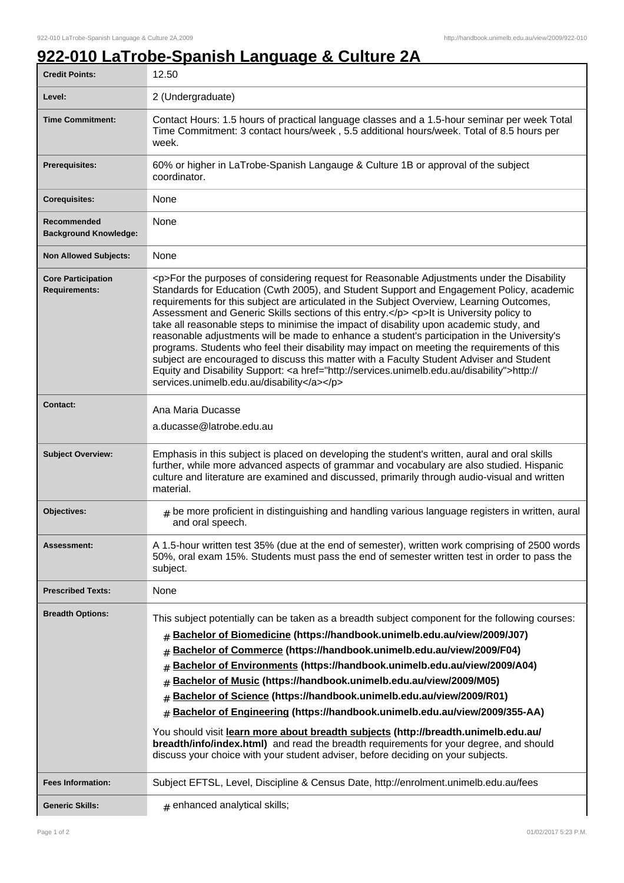# 922-010 LaTrobe-Spanish Language & Culture 2A

| | |
|---|---|
| **Credit Points:** | 12.50 |
| **Level:** | 2 (Undergraduate) |
| **Time Commitment:** | Contact Hours: 1.5 hours of practical language classes and a 1.5-hour seminar per week Total Time Commitment: 3 contact hours/week , 5.5 additional hours/week. Total of 8.5 hours per week. |
| **Prerequisites:** | 60% or higher in LaTrobe-Spanish Langauge & Culture 1B or approval of the subject coordinator. |
| **Corequisites:** | None |
| **Recommended Background Knowledge:** | None |
| **Non Allowed Subjects:** | None |
| **Core Participation Requirements:** | <p>For the purposes of considering request for Reasonable Adjustments under the Disability Standards for Education (Cwth 2005), and Student Support and Engagement Policy, academic requirements for this subject are articulated in the Subject Overview, Learning Outcomes, Assessment and Generic Skills sections of this entry.</p> <p>It is University policy to take all reasonable steps to minimise the impact of disability upon academic study, and reasonable adjustments will be made to enhance a student's participation in the University's programs. Students who feel their disability may impact on meeting the requirements of this subject are encouraged to discuss this matter with a Faculty Student Adviser and Student Equity and Disability Support: <a href="http://services.unimelb.edu.au/disability">http://services.unimelb.edu.au/disability</a></p> |
| **Contact:** | Ana Maria Ducasse<br>a.ducasse@latrobe.edu.au |
| **Subject Overview:** | Emphasis in this subject is placed on developing the student's written, aural and oral skills further, while more advanced aspects of grammar and vocabulary are also studied. Hispanic culture and literature are examined and discussed, primarily through audio-visual and written material. |
| **Objectives:** | # be more proficient in distinguishing and handling various language registers in written, aural and oral speech. |
| **Assessment:** | A 1.5-hour written test 35% (due at the end of semester), written work comprising of 2500 words 50%, oral exam 15%. Students must pass the end of semester written test in order to pass the subject. |
| **Prescribed Texts:** | None |
| **Breadth Options:** | This subject potentially can be taken as a breadth subject component for the following courses:<br># **Bachelor of Biomedicine (https://handbook.unimelb.edu.au/view/2009/J07)**<br># **Bachelor of Commerce (https://handbook.unimelb.edu.au/view/2009/F04)**<br># **Bachelor of Environments (https://handbook.unimelb.edu.au/view/2009/A04)**<br># **Bachelor of Music (https://handbook.unimelb.edu.au/view/2009/M05)**<br># **Bachelor of Science (https://handbook.unimelb.edu.au/view/2009/R01)**<br># **Bachelor of Engineering (https://handbook.unimelb.edu.au/view/2009/355-AA)**<br>You should visit **learn more about breadth subjects (http://breadth.unimelb.edu.au/breadth/info/index.html)** and read the breadth requirements for your degree, and should discuss your choice with your student adviser, before deciding on your subjects. |
| **Fees Information:** | Subject EFTSL, Level, Discipline & Census Date, http://enrolment.unimelb.edu.au/fees |
| **Generic Skills:** | # enhanced analytical skills; |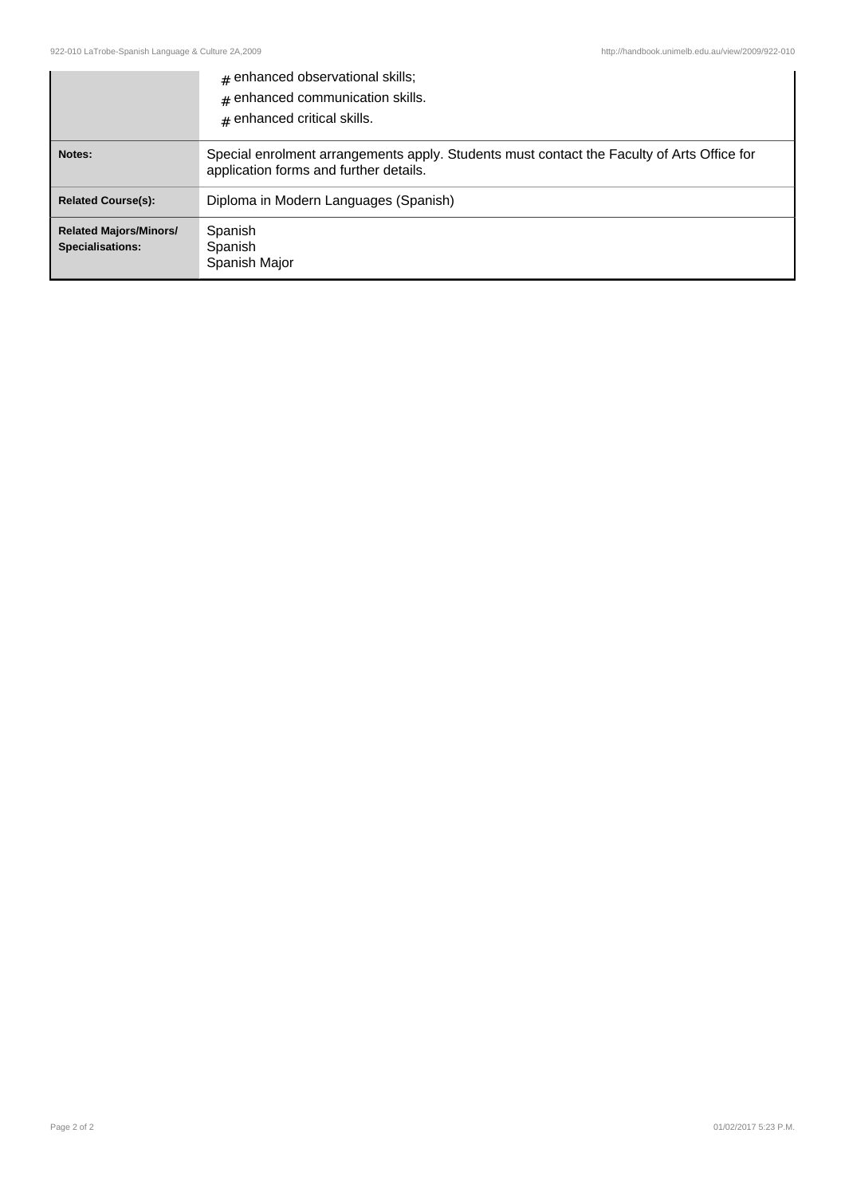| | |
|---|---|
| | # enhanced observational skills;<br># enhanced communication skills.<br># enhanced critical skills. |
| **Notes:** | Special enrolment arrangements apply. Students must contact the Faculty of Arts Office for application forms and further details. |
| **Related Course(s):** | Diploma in Modern Languages (Spanish) |
| **Related Majors/Minors/ Specialisations:** | Spanish<br>Spanish<br>Spanish Major |